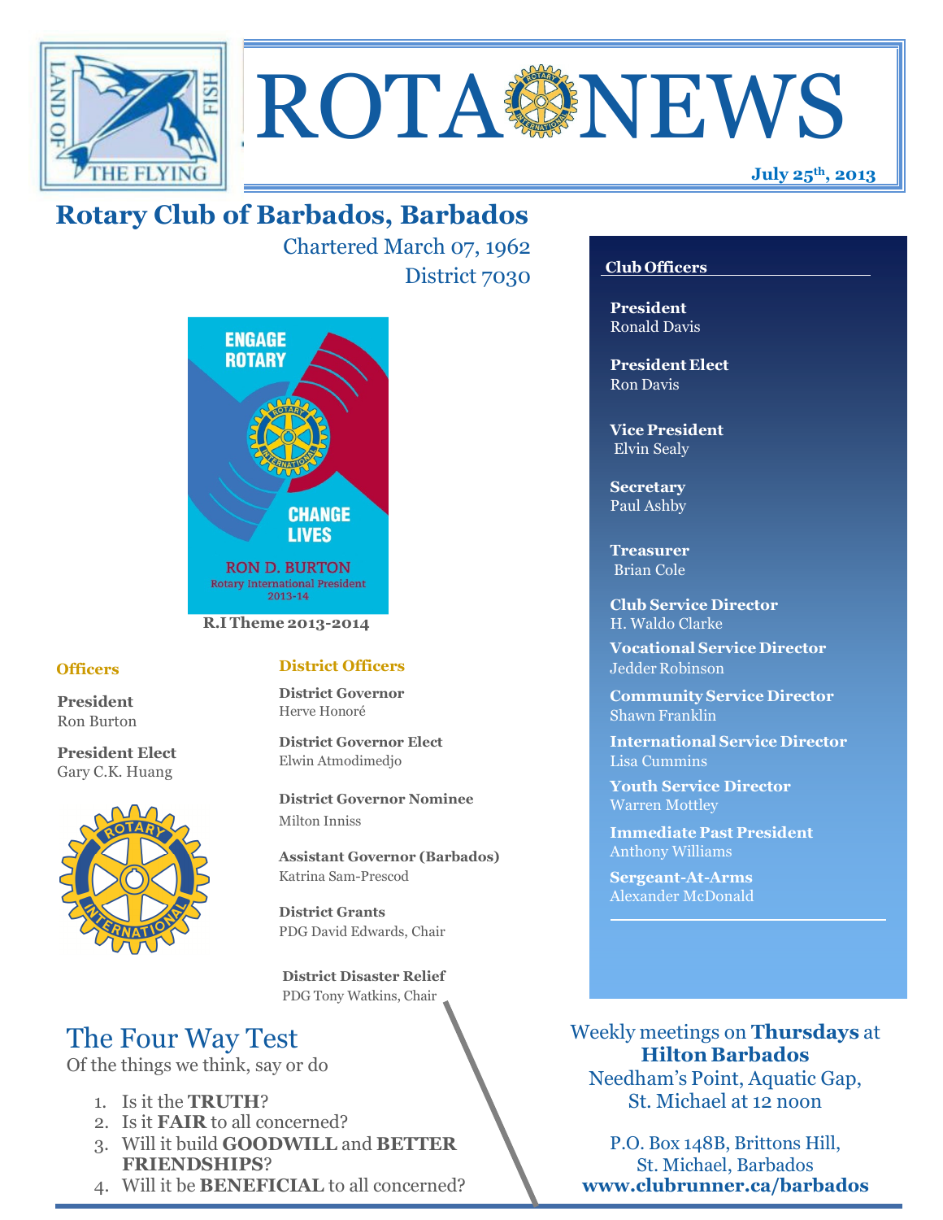# ROTA NEWS

**July 25th, 2013**

## Rotary Club of Barbados, Barbados

Chartered March 07, 1962
District 7030

ENGAGE ROTARY
CHANGE LIVES
RON D. BURTON
Rotary International President 2013-14

**R.I Theme 2013-2014**

### Officers

**President**
Ron Burton

**President Elect**
Gary C.K. Huang

### District Officers

**District Governor**
Herve Honoré

**District Governor Elect**
Elwin Atmodimedjo

**District Governor Nominee**
Milton Inniss

**Assistant Governor (Barbados)**
Katrina Sam-Prescod

**District Grants**
PDG David Edwards, Chair

**District Disaster Relief**
PDG Tony Watkins, Chair

### Club Officers

**President**
Ronald Davis

**President Elect**
Ron Davis

**Vice President**
Elvin Sealy

**Secretary**
Paul Ashby

**Treasurer**
Brian Cole

**Club Service Director**
H. Waldo Clarke

**Vocational Service Director**
Jedder Robinson

**Community Service Director**
Shawn Franklin

**International Service Director**
Lisa Cummins

**Youth Service Director**
Warren Mottley

**Immediate Past President**
Anthony Williams

**Sergeant-At-Arms**
Alexander McDonald

## The Four Way Test

Of the things we think, say or do

1. Is it the **TRUTH**?
2. Is it **FAIR** to all concerned?
3. Will it build **GOODWILL** and **BETTER FRIENDSHIPS**?
4. Will it be **BENEFICIAL** to all concerned?

Weekly meetings on **Thursdays** at **Hilton Barbados**
Needham's Point, Aquatic Gap, St. Michael at 12 noon

P.O. Box 148B, Brittons Hill, St. Michael, Barbados
**www.clubrunner.ca/barbados**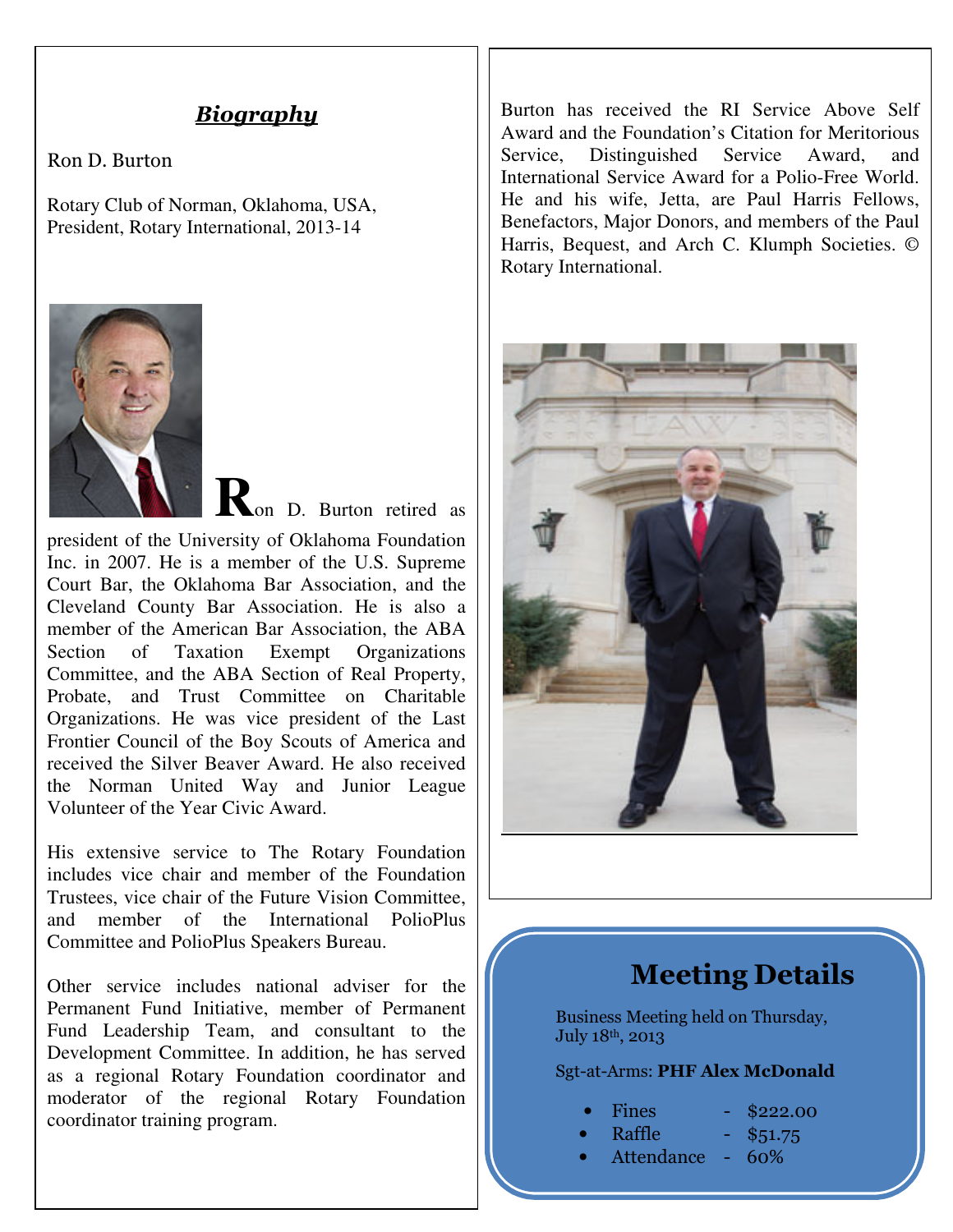## *Biography*

Ron D. Burton

Rotary Club of Norman, Oklahoma, USA,
President, Rotary International, 2013-14

**R**on D. Burton retired as president of the University of Oklahoma Foundation Inc. in 2007. He is a member of the U.S. Supreme Court Bar, the Oklahoma Bar Association, and the Cleveland County Bar Association. He is also a member of the American Bar Association, the ABA Section of Taxation Exempt Organizations Committee, and the ABA Section of Real Property, Probate, and Trust Committee on Charitable Organizations. He was vice president of the Last Frontier Council of the Boy Scouts of America and received the Silver Beaver Award. He also received the Norman United Way and Junior League Volunteer of the Year Civic Award.

His extensive service to The Rotary Foundation includes vice chair and member of the Foundation Trustees, vice chair of the Future Vision Committee, and member of the International PolioPlus Committee and PolioPlus Speakers Bureau.

Other service includes national adviser for the Permanent Fund Initiative, member of Permanent Fund Leadership Team, and consultant to the Development Committee. In addition, he has served as a regional Rotary Foundation coordinator and moderator of the regional Rotary Foundation coordinator training program.

Burton has received the RI Service Above Self Award and the Foundation's Citation for Meritorious Service, Distinguished Service Award, and International Service Award for a Polio-Free World. He and his wife, Jetta, are Paul Harris Fellows, Benefactors, Major Donors, and members of the Paul Harris, Bequest, and Arch C. Klumph Societies. © Rotary International.

## Meeting Details

Business Meeting held on Thursday, July 18th, 2013

Sgt-at-Arms: **PHF Alex McDonald**

- Fines - $222.00
- Raffle - $51.75
- Attendance - 60%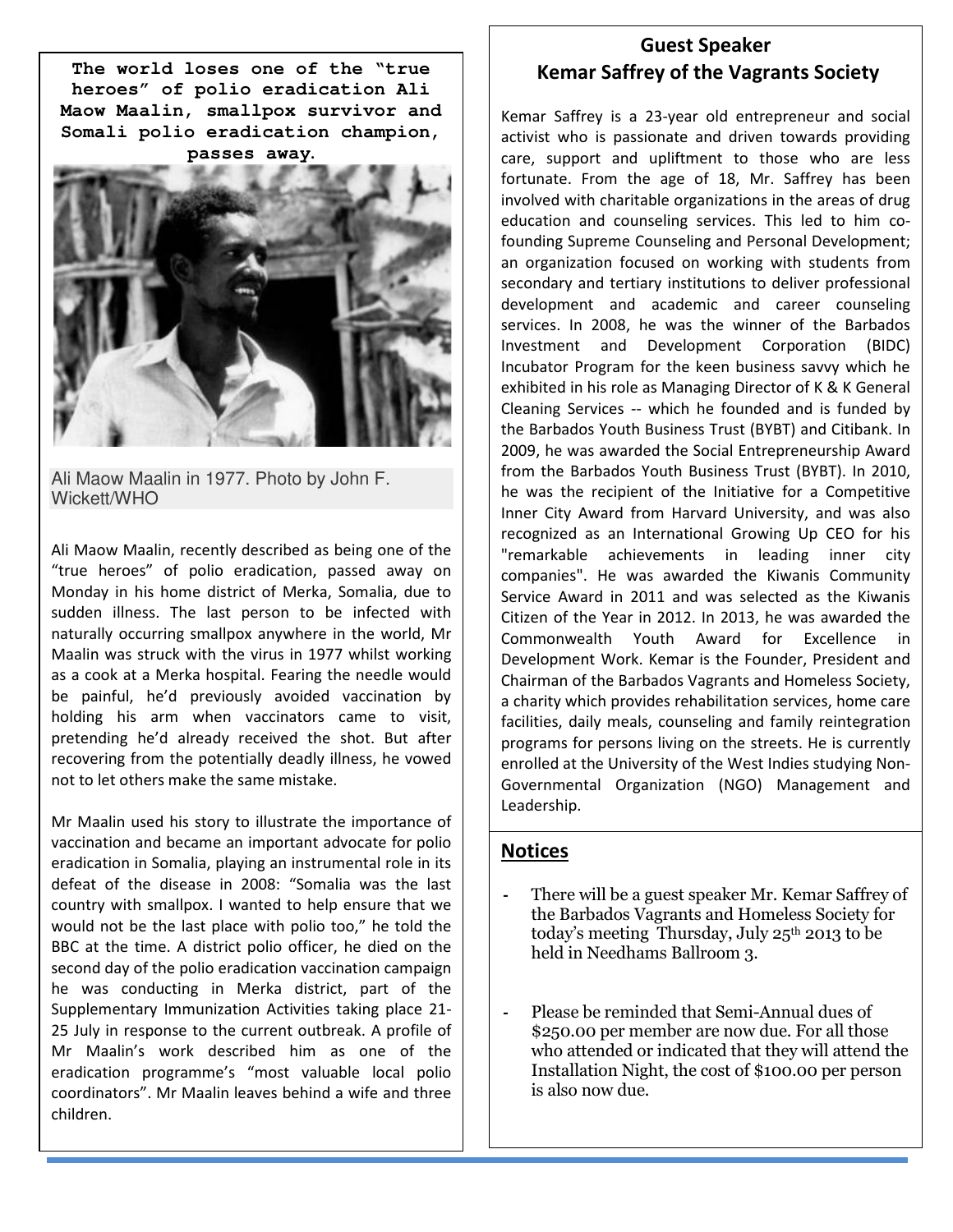**The world loses one of the "true heroes" of polio eradication Ali Maow Maalin, smallpox survivor and Somali polio eradication champion, passes away.**

Ali Maow Maalin in 1977. Photo by John F. Wickett/WHO

Ali Maow Maalin, recently described as being one of the "true heroes" of polio eradication, passed away on Monday in his home district of Merka, Somalia, due to sudden illness. The last person to be infected with naturally occurring smallpox anywhere in the world, Mr Maalin was struck with the virus in 1977 whilst working as a cook at a Merka hospital. Fearing the needle would be painful, he'd previously avoided vaccination by holding his arm when vaccinators came to visit, pretending he'd already received the shot. But after recovering from the potentially deadly illness, he vowed not to let others make the same mistake.

Mr Maalin used his story to illustrate the importance of vaccination and became an important advocate for polio eradication in Somalia, playing an instrumental role in its defeat of the disease in 2008: "Somalia was the last country with smallpox. I wanted to help ensure that we would not be the last place with polio too," he told the BBC at the time. A district polio officer, he died on the second day of the polio eradication vaccination campaign he was conducting in Merka district, part of the Supplementary Immunization Activities taking place 21-25 July in response to the current outbreak. A profile of Mr Maalin's work described him as one of the eradication programme's "most valuable local polio coordinators". Mr Maalin leaves behind a wife and three children.

## Guest Speaker
## Kemar Saffrey of the Vagrants Society

Kemar Saffrey is a 23-year old entrepreneur and social activist who is passionate and driven towards providing care, support and upliftment to those who are less fortunate. From the age of 18, Mr. Saffrey has been involved with charitable organizations in the areas of drug education and counseling services. This led to him co-founding Supreme Counseling and Personal Development; an organization focused on working with students from secondary and tertiary institutions to deliver professional development and academic and career counseling services. In 2008, he was the winner of the Barbados Investment and Development Corporation (BIDC) Incubator Program for the keen business savvy which he exhibited in his role as Managing Director of K & K General Cleaning Services -- which he founded and is funded by the Barbados Youth Business Trust (BYBT) and Citibank. In 2009, he was awarded the Social Entrepreneurship Award from the Barbados Youth Business Trust (BYBT). In 2010, he was the recipient of the Initiative for a Competitive Inner City Award from Harvard University, and was also recognized as an International Growing Up CEO for his "remarkable achievements in leading inner city companies". He was awarded the Kiwanis Community Service Award in 2011 and was selected as the Kiwanis Citizen of the Year in 2012. In 2013, he was awarded the Commonwealth Youth Award for Excellence in Development Work. Kemar is the Founder, President and Chairman of the Barbados Vagrants and Homeless Society, a charity which provides rehabilitation services, home care facilities, daily meals, counseling and family reintegration programs for persons living on the streets. He is currently enrolled at the University of the West Indies studying Non-Governmental Organization (NGO) Management and Leadership.

## Notices

- There will be a guest speaker Mr. Kemar Saffrey of the Barbados Vagrants and Homeless Society for today's meeting Thursday, July 25th 2013 to be held in Needhams Ballroom 3.

- Please be reminded that Semi-Annual dues of $250.00 per member are now due. For all those who attended or indicated that they will attend the Installation Night, the cost of $100.00 per person is also now due.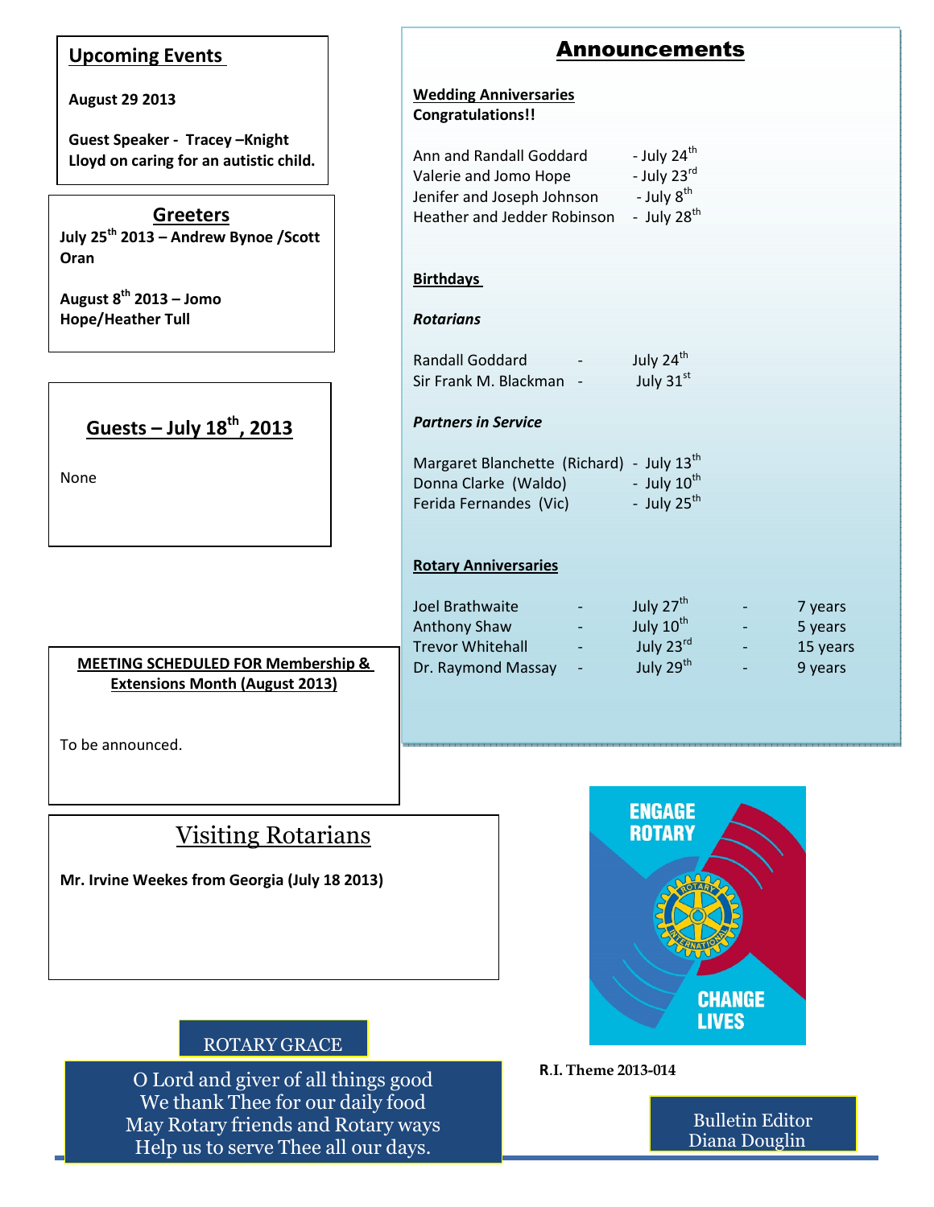## Upcoming Events

**August 29 2013**

**Guest Speaker - Tracey –Knight Lloyd on caring for an autistic child.**

## Greeters

**July 25th 2013 – Andrew Bynoe /Scott Oran**

**August 8th 2013 – Jomo Hope/Heather Tull**

## Guests – July 18th, 2013

None

**MEETING SCHEDULED FOR Membership & Extensions Month (August 2013)**

To be announced.

## Visiting Rotarians

**Mr. Irvine Weekes from Georgia (July 18 2013)**

## ROTARY GRACE

O Lord and giver of all things good
We thank Thee for our daily food
May Rotary friends and Rotary ways
Help us to serve Thee all our days.

# Announcements

**Wedding Anniversaries**
**Congratulations!!**

Ann and Randall Goddard - July 24th
Valerie and Jomo Hope - July 23rd
Jenifer and Joseph Johnson - July 8th
Heather and Jedder Robinson - July 28th

**Birthdays**

***Rotarians***

Randall Goddard - July 24th
Sir Frank M. Blackman - July 31st

***Partners in Service***

Margaret Blanchette (Richard) - July 13th
Donna Clarke (Waldo) - July 10th
Ferida Fernandes (Vic) - July 25th

**Rotary Anniversaries**

| | | | | |
|---|---|---|---|---|
| Joel Brathwaite | - | July 27th | - | 7 years |
| Anthony Shaw | - | July 10th | - | 5 years |
| Trevor Whitehall | - | July 23rd | - | 15 years |
| Dr. Raymond Massay | - | July 29th | - | 9 years |

ENGAGE ROTARY CHANGE LIVES

**R.I. Theme 2013-014**

Bulletin Editor
Diana Douglin